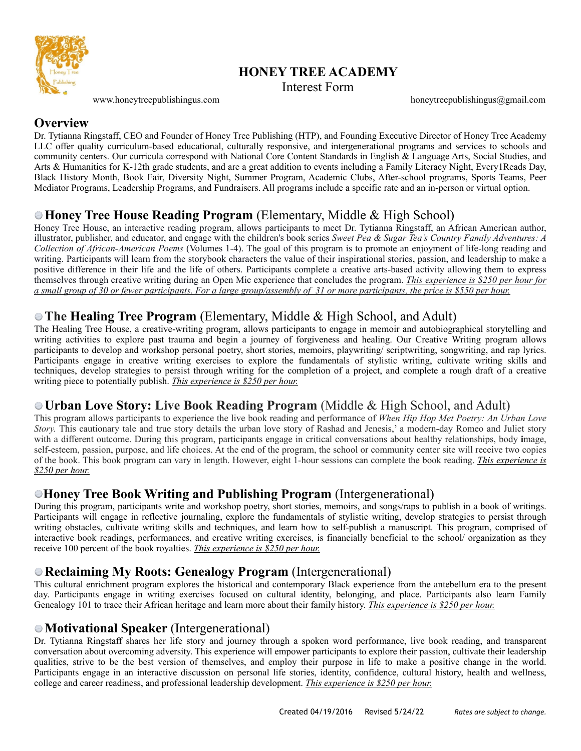# HONEY TREE ACADEMY

Interest Form

www.honeytreepublishingus.com honeytreepublishingus@gmail.com

## Overview

Dr. Tytianna Ringstaff, CEO and Founder of Honey Tree Publishing (HTP), and Founding Executive Director of Honey Tree Academy LLC offer quality curriculum-based educational, culturally responsive, and intergenerational programs and services to schools and community centers. Our curricula correspond with National Core Content Standards in English & Language Arts, Social Studies, and Arts & Humanities for K-12th grade students, and are a great addition to events including a Family Literacy Night, Every1Reads Day, Black History Month, Book Fair, Diversity Night, Summer Program, Academic Clubs, After-school programs, Sports Teams, Peer Mediator Programs, Leadership Programs, and Fundraisers. All programs include a specific rate and an in-person or virtual option.

### **Honey Tree House Reading Program** (Elementary, Middle & High School)

Honey Tree House, an interactive reading program, allows participants to meet Dr. Tytianna Ringstaff, an African American author, illustrator, publisher, and educator, and engage with the children's book series *Sweet Pea & Sugar Tea's Country Family Adventures: A Collection of African-American Poems* (Volumes 1-4). The goal of this program is to promote an enjoyment of life-long reading and writing. Participants will learn from the storybook characters the value of their inspirational stories, passion, and leadership to make a positive difference in their life and the life of others. Participants complete a creative arts-based activity allowing them to express themselves through creative writing during an Open Mic experience that concludes the program. *This experience is $250 per hour for a small group of 30 or fewer participants. For a large group/assembly of 31 or more participants, the price is $550 per hour.*

### **The Healing Tree Program** (Elementary, Middle & High School, and Adult)

The Healing Tree House, a creative-writing program, allows participants to engage in memoir and autobiographical storytelling and writing activities to explore past trauma and begin a journey of forgiveness and healing. Our Creative Writing program allows participants to develop and workshop personal poetry, short stories, memoirs, playwriting/ scriptwriting, songwriting, and rap lyrics. Participants engage in creative writing exercises to explore the fundamentals of stylistic writing, cultivate writing skills and techniques, develop strategies to persist through writing for the completion of a project, and complete a rough draft of a creative writing piece to potentially publish. *This experience is $250 per hour.*

### **Urban Love Story: Live Book Reading Program** (Middle & High School, and Adult)

This program allows participants to experience the live book reading and performance of *When Hip Hop Met Poetry: An Urban Love Story.* This cautionary tale and true story details the urban love story of Rashad and Jenesis,' a modern-day Romeo and Juliet story with a different outcome. During this program, participants engage in critical conversations about healthy relationships, body image, self-esteem, passion, purpose, and life choices. At the end of the program, the school or community center site will receive two copies of the book. This book program can vary in length. However, eight 1-hour sessions can complete the book reading. *This experience is $250 per hour.*

### **Honey Tree Book Writing and Publishing Program** (Intergenerational)

During this program, participants write and workshop poetry, short stories, memoirs, and songs/raps to publish in a book of writings. Participants will engage in reflective journaling, explore the fundamentals of stylistic writing, develop strategies to persist through writing obstacles, cultivate writing skills and techniques, and learn how to self-publish a manuscript. This program, comprised of interactive book readings, performances, and creative writing exercises, is financially beneficial to the school/ organization as they receive 100 percent of the book royalties. *This experience is $250 per hour.*

### **Reclaiming My Roots: Genealogy Program** (Intergenerational)

This cultural enrichment program explores the historical and contemporary Black experience from the antebellum era to the present day. Participants engage in writing exercises focused on cultural identity, belonging, and place. Participants also learn Family Genealogy 101 to trace their African heritage and learn more about their family history. *This experience is $250 per hour.*

### **Motivational Speaker** (Intergenerational)

Dr. Tytianna Ringstaff shares her life story and journey through a spoken word performance, live book reading, and transparent conversation about overcoming adversity. This experience will empower participants to explore their passion, cultivate their leadership qualities, strive to be the best version of themselves, and employ their purpose in life to make a positive change in the world. Participants engage in an interactive discussion on personal life stories, identity, confidence, cultural history, health and wellness, college and career readiness, and professional leadership development. *This experience is $250 per hour.*

Created 04/19/2016 Revised 5/24/22 *Rates are subject to change.*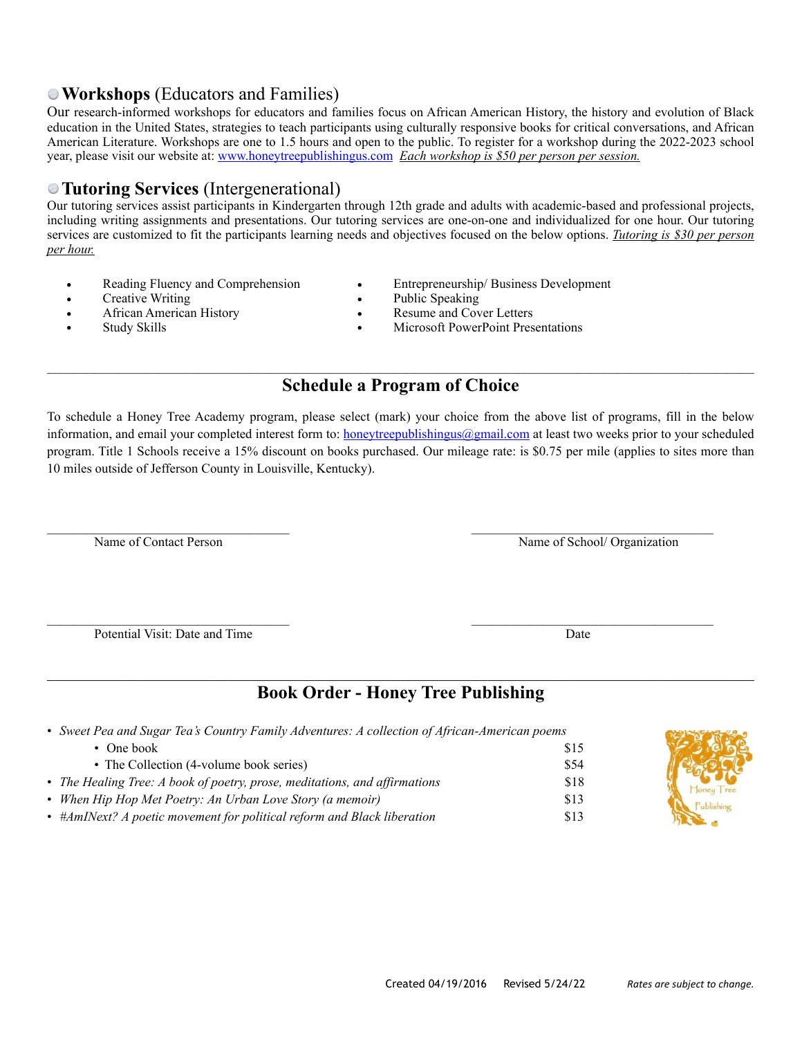## Workshops (Educators and Families)

Our research-informed workshops for educators and families focus on African American History, the history and evolution of Black education in the United States, strategies to teach participants using culturally responsive books for critical conversations, and African American Literature. Workshops are one to 1.5 hours and open to the public. To register for a workshop during the 2022-2023 school year, please visit our website at: www.honeytreepublishingus.com *Each workshop is $50 per person per session.*

## Tutoring Services (Intergenerational)

Our tutoring services assist participants in Kindergarten through 12th grade and adults with academic-based and professional projects, including writing assignments and presentations. Our tutoring services are one-on-one and individualized for one hour. Our tutoring services are customized to fit the participants learning needs and objectives focused on the below options. *Tutoring is $30 per person per hour.*

- Reading Fluency and Comprehension
- Creative Writing
- African American History
- Study Skills
- Entrepreneurship/ Business Development
- Public Speaking
- Resume and Cover Letters
- Microsoft PowerPoint Presentations

---

## Schedule a Program of Choice

To schedule a Honey Tree Academy program, please select (mark) your choice from the above list of programs, fill in the below information, and email your completed interest form to: honeytreepublishingus@gmail.com at least two weeks prior to your scheduled program. Title 1 Schools receive a 15% discount on books purchased. Our mileage rate: is $0.75 per mile (applies to sites more than 10 miles outside of Jefferson County in Louisville, Kentucky).

\_\_\_\_\_\_\_\_\_\_\_\_\_\_\_\_\_\_\_\_\_\_\_\_\_\_\_\_\_\_
Name of Contact Person

\_\_\_\_\_\_\_\_\_\_\_\_\_\_\_\_\_\_\_\_\_\_\_\_\_\_\_\_\_\_
Name of School/ Organization

\_\_\_\_\_\_\_\_\_\_\_\_\_\_\_\_\_\_\_\_\_\_\_\_\_\_\_\_\_\_
Potential Visit: Date and Time

\_\_\_\_\_\_\_\_\_\_\_\_\_\_\_\_\_\_\_\_\_\_\_\_\_\_\_\_\_\_
Date

---

## Book Order - Honey Tree Publishing

- *Sweet Pea and Sugar Tea's Country Family Adventures: A collection of African-American poems*
  - One book $15
  - The Collection (4-volume book series) $54
- *The Healing Tree: A book of poetry, prose, meditations, and affirmations* $18
- *When Hip Hop Met Poetry: An Urban Love Story (a memoir)* $13
- *#AmINext? A poetic movement for political reform and Black liberation* $13

Honey Tree Publishing

Created 04/19/2016 Revised 5/24/22 *Rates are subject to change.*